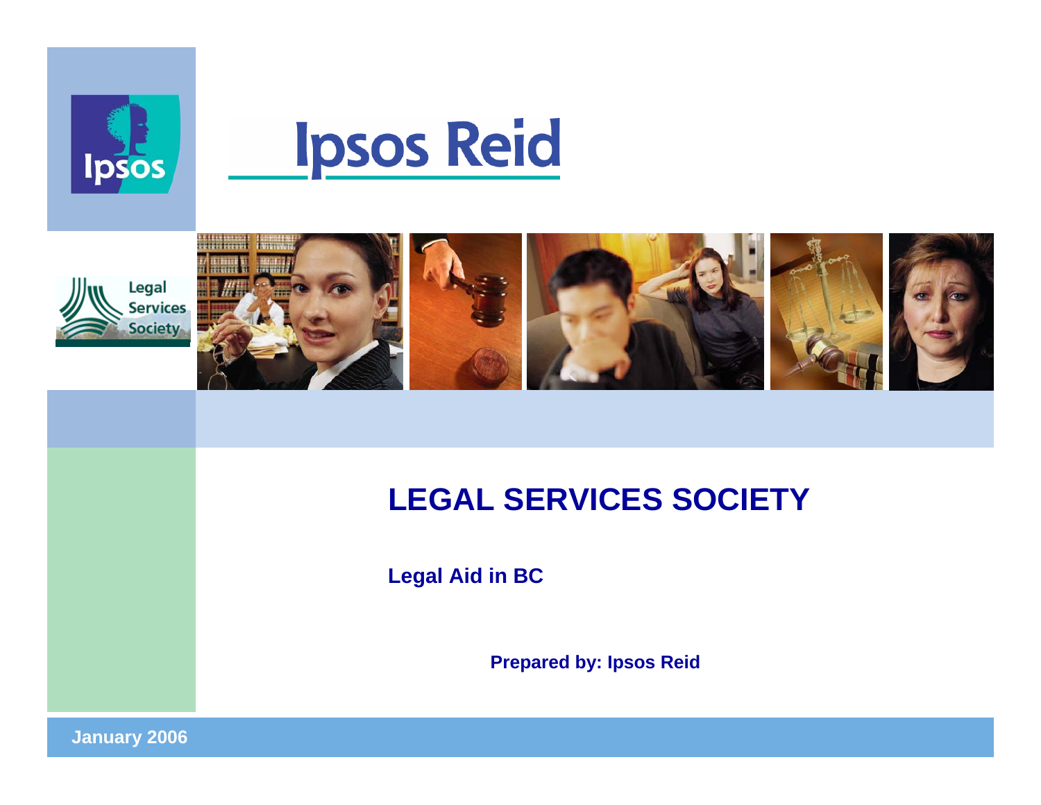Ipsos Reid

# LEGAL SERVICES SOCIETY

## Legal Aid in BC

**Prepared by: Ipsos Reid**

**January 2006**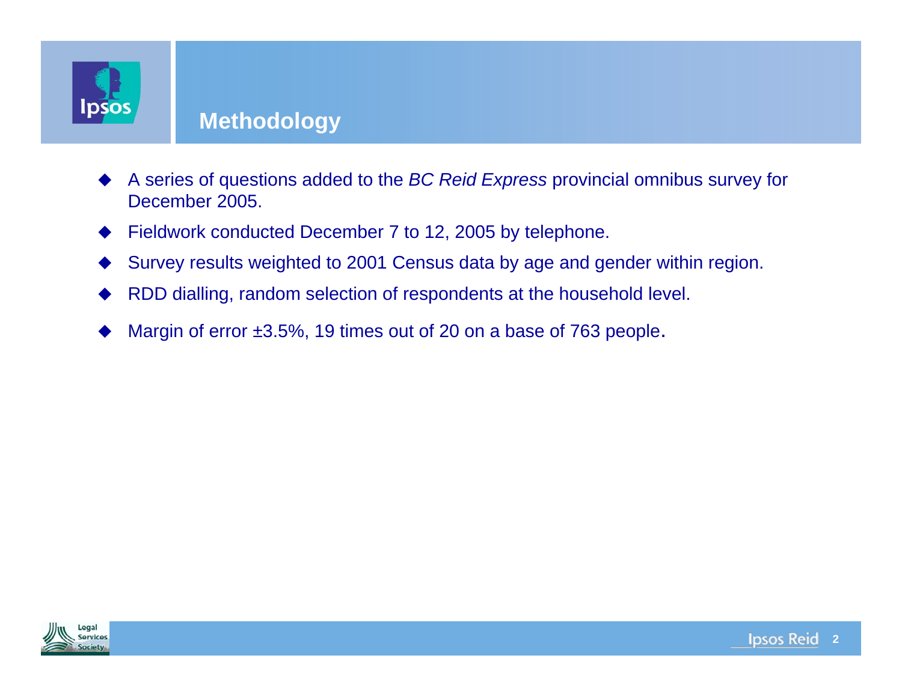# Methodology

- A series of questions added to the *BC Reid Express* provincial omnibus survey for December 2005.
- Fieldwork conducted December 7 to 12, 2005 by telephone.
- Survey results weighted to 2001 Census data by age and gender within region.
- RDD dialling, random selection of respondents at the household level.
- Margin of error ±3.5%, 19 times out of 20 on a base of 763 people.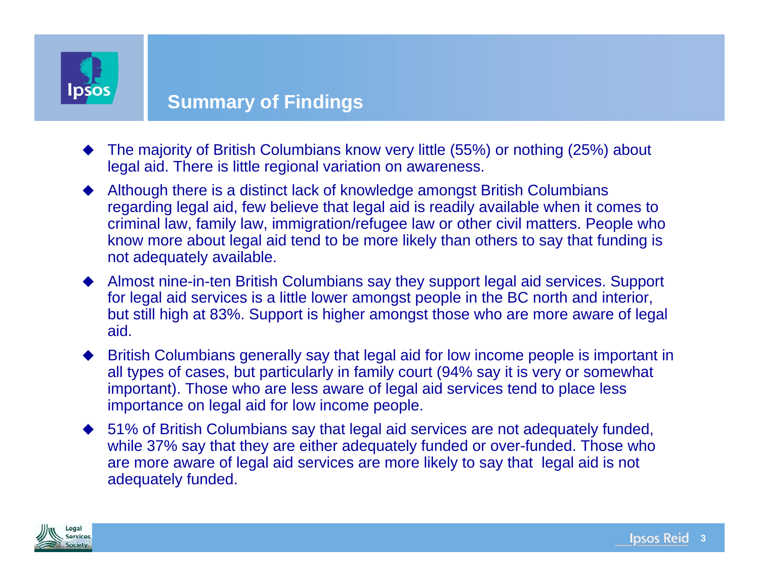## Summary of Findings

- The majority of British Columbians know very little (55%) or nothing (25%) about legal aid. There is little regional variation on awareness.
- Although there is a distinct lack of knowledge amongst British Columbians regarding legal aid, few believe that legal aid is readily available when it comes to criminal law, family law, immigration/refugee law or other civil matters. People who know more about legal aid tend to be more likely than others to say that funding is not adequately available.
- Almost nine-in-ten British Columbians say they support legal aid services. Support for legal aid services is a little lower amongst people in the BC north and interior, but still high at 83%. Support is higher amongst those who are more aware of legal aid.
- British Columbians generally say that legal aid for low income people is important in all types of cases, but particularly in family court (94% say it is very or somewhat important). Those who are less aware of legal aid services tend to place less importance on legal aid for low income people.
- 51% of British Columbians say that legal aid services are not adequately funded, while 37% say that they are either adequately funded or over-funded. Those who are more aware of legal aid services are more likely to say that legal aid is not adequately funded.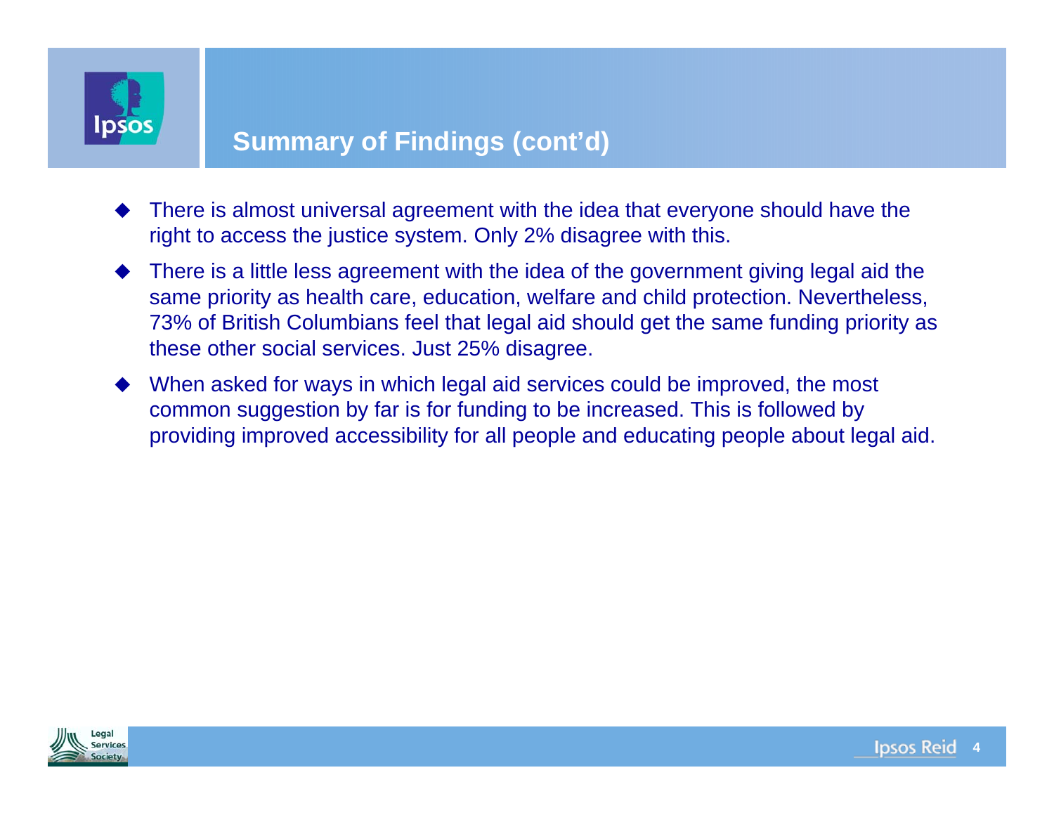## Summary of Findings (cont'd)

- There is almost universal agreement with the idea that everyone should have the right to access the justice system. Only 2% disagree with this.
- There is a little less agreement with the idea of the government giving legal aid the same priority as health care, education, welfare and child protection. Nevertheless, 73% of British Columbians feel that legal aid should get the same funding priority as these other social services. Just 25% disagree.
- When asked for ways in which legal aid services could be improved, the most common suggestion by far is for funding to be increased. This is followed by providing improved accessibility for all people and educating people about legal aid.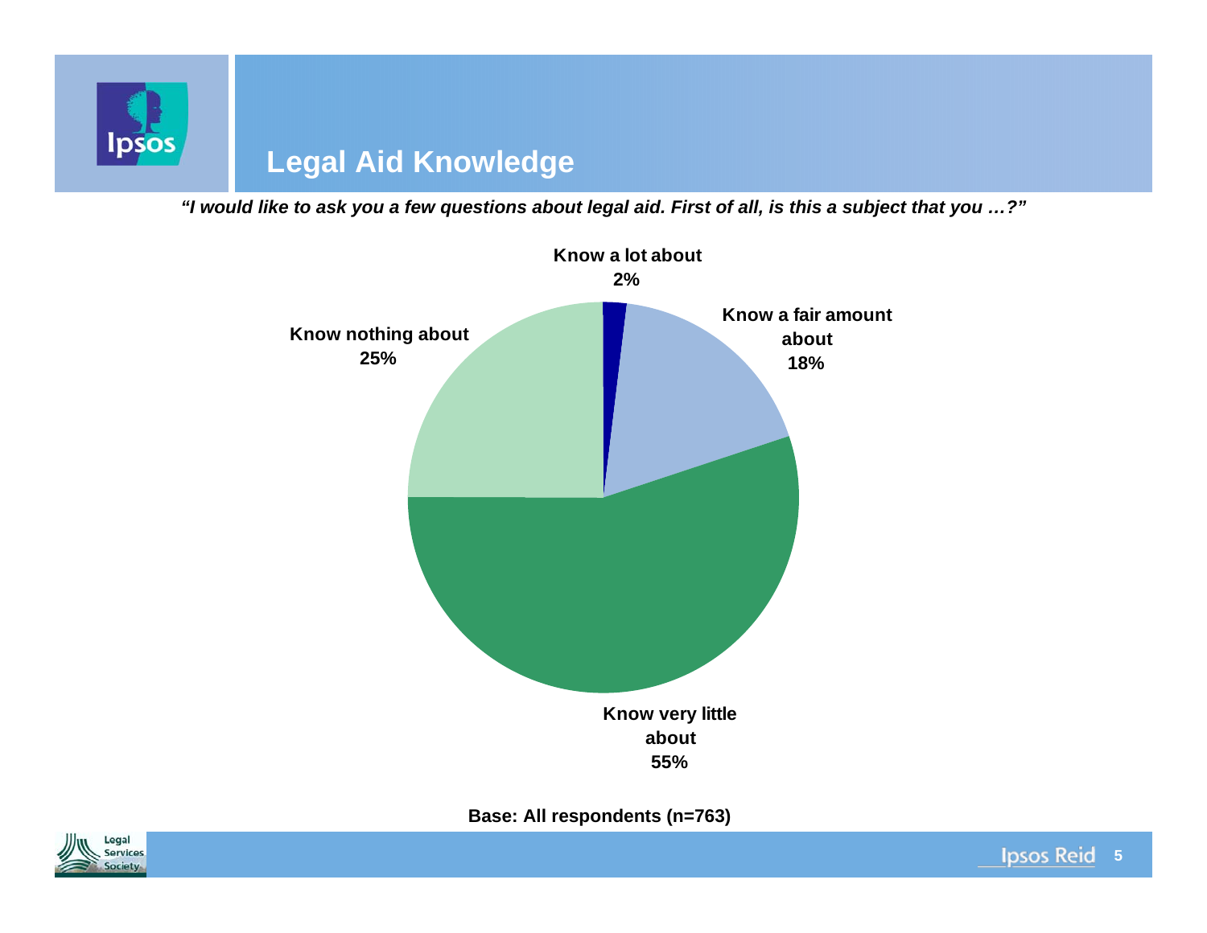# Legal Aid Knowledge

*"I would like to ask you a few questions about legal aid. First of all, is this a subject that you …?"*

| Response | % |
| --- | --- |
| Know a lot about | 2% |
| Know a fair amount about | 18% |
| Know very little about | 55% |
| Know nothing about | 25% |

**Base: All respondents (n=763)**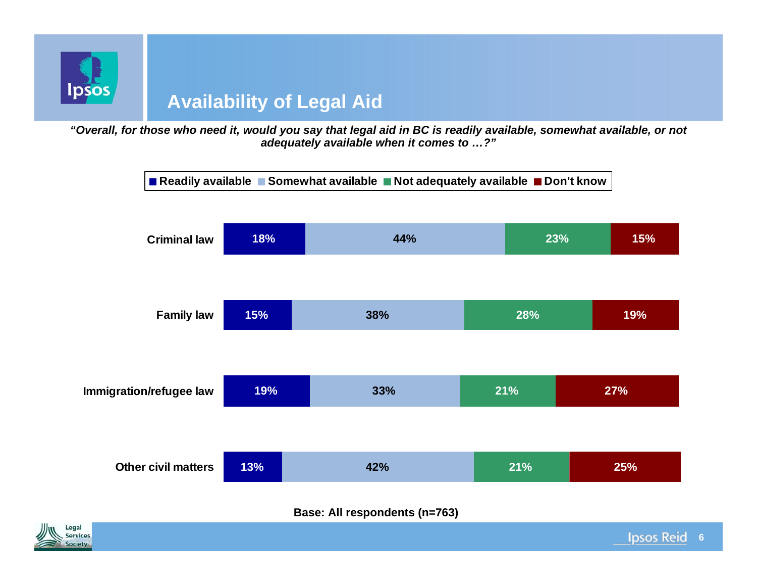# Availability of Legal Aid

***"Overall, for those who need it, would you say that legal aid in BC is readily available, somewhat available, or not adequately available when it comes to …?"***

| | Readily available | Somewhat available | Not adequately available | Don't know |
|---|---|---|---|---|
| Criminal law | 18% | 44% | 23% | 15% |
| Family law | 15% | 38% | 28% | 19% |
| Immigration/refugee law | 19% | 33% | 21% | 27% |
| Other civil matters | 13% | 42% | 21% | 25% |

**Base: All respondents (n=763)**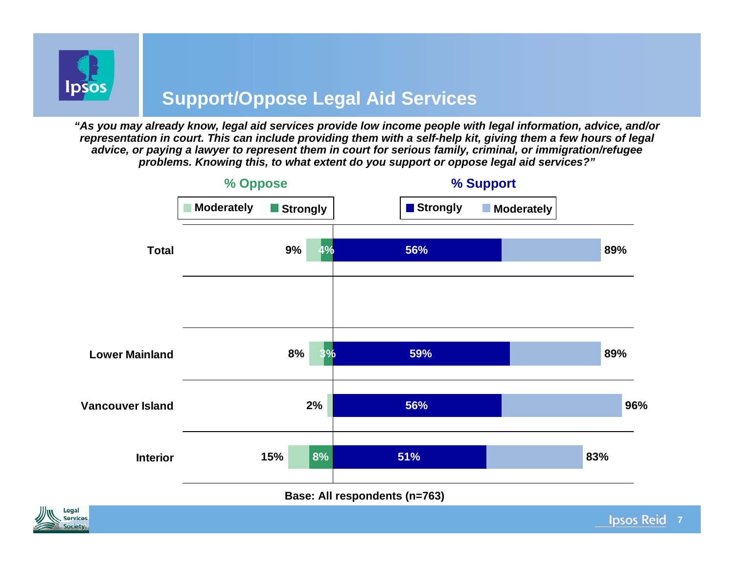## Support/Oppose Legal Aid Services

***"As you may already know, legal aid services provide low income people with legal information, advice, and/or representation in court. This can include providing them with a self-help kit, giving them a few hours of legal advice, or paying a lawyer to represent them in court for serious family, criminal, or immigration/refugee problems. Knowing this, to what extent do you support or oppose legal aid services?"***

| | % Oppose (Total) | % Oppose – Strongly | % Support – Strongly | % Support (Total) |
|---|---|---|---|---|
| Total | 9% | 4% | 56% | 89% |
| Lower Mainland | 8% | 3% | 59% | 89% |
| Vancouver Island | 2% | | 56% | 96% |
| Interior | 15% | 8% | 51% | 83% |

**Base: All respondents (n=763)**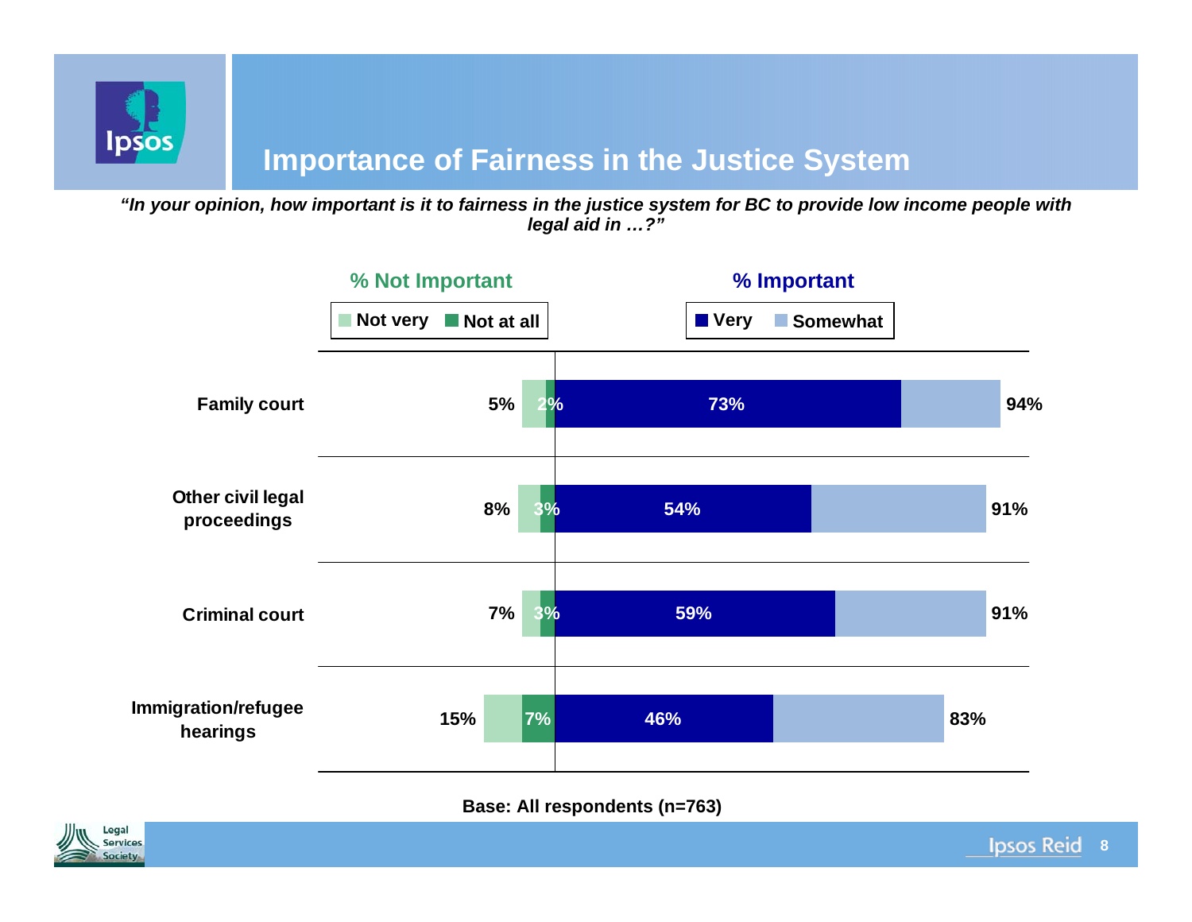# Importance of Fairness in the Justice System

***"In your opinion, how important is it to fairness in the justice system for BC to provide low income people with legal aid in …?"***

| | % Not Important (total) | Not at all | Very | % Important (total) |
|---|---|---|---|---|
| Family court | 5% | 2% | 73% | 94% |
| Other civil legal proceedings | 8% | 3% | 54% | 91% |
| Criminal court | 7% | 3% | 59% | 91% |
| Immigration/refugee hearings | 15% | 7% | 46% | 83% |

% Not Important: Not very / Not at all

% Important: Very / Somewhat

**Base: All respondents (n=763)**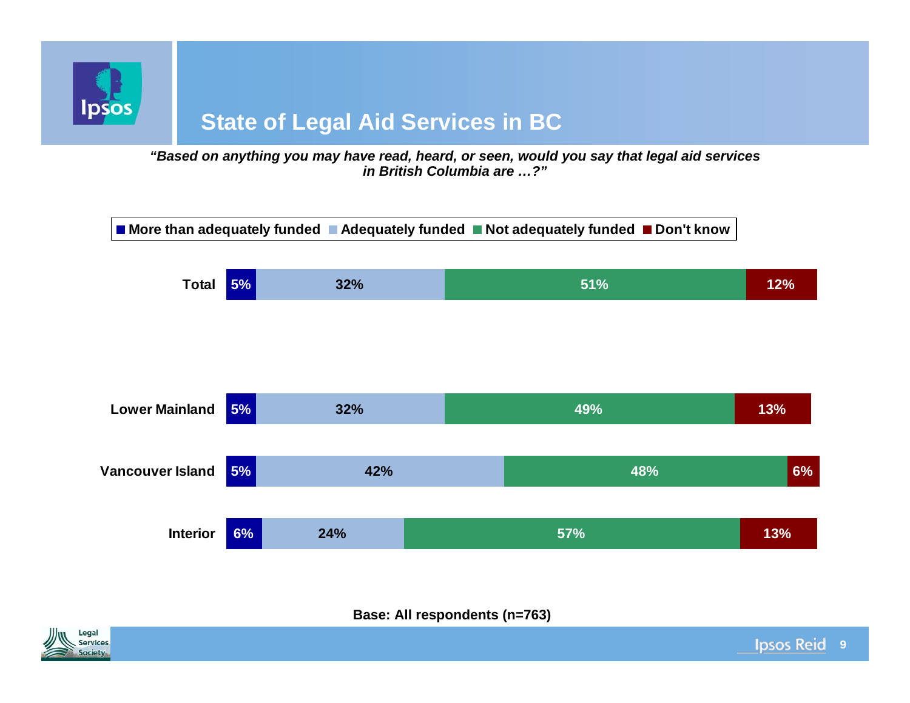# State of Legal Aid Services in BC

*"Based on anything you may have read, heard, or seen, would you say that legal aid services in British Columbia are …?"*

| | More than adequately funded | Adequately funded | Not adequately funded | Don't know |
|---|---|---|---|---|
| Total | 5% | 32% | 51% | 12% |
| Lower Mainland | 5% | 32% | 49% | 13% |
| Vancouver Island | 5% | 42% | 48% | 6% |
| Interior | 6% | 24% | 57% | 13% |

**Base: All respondents (n=763)**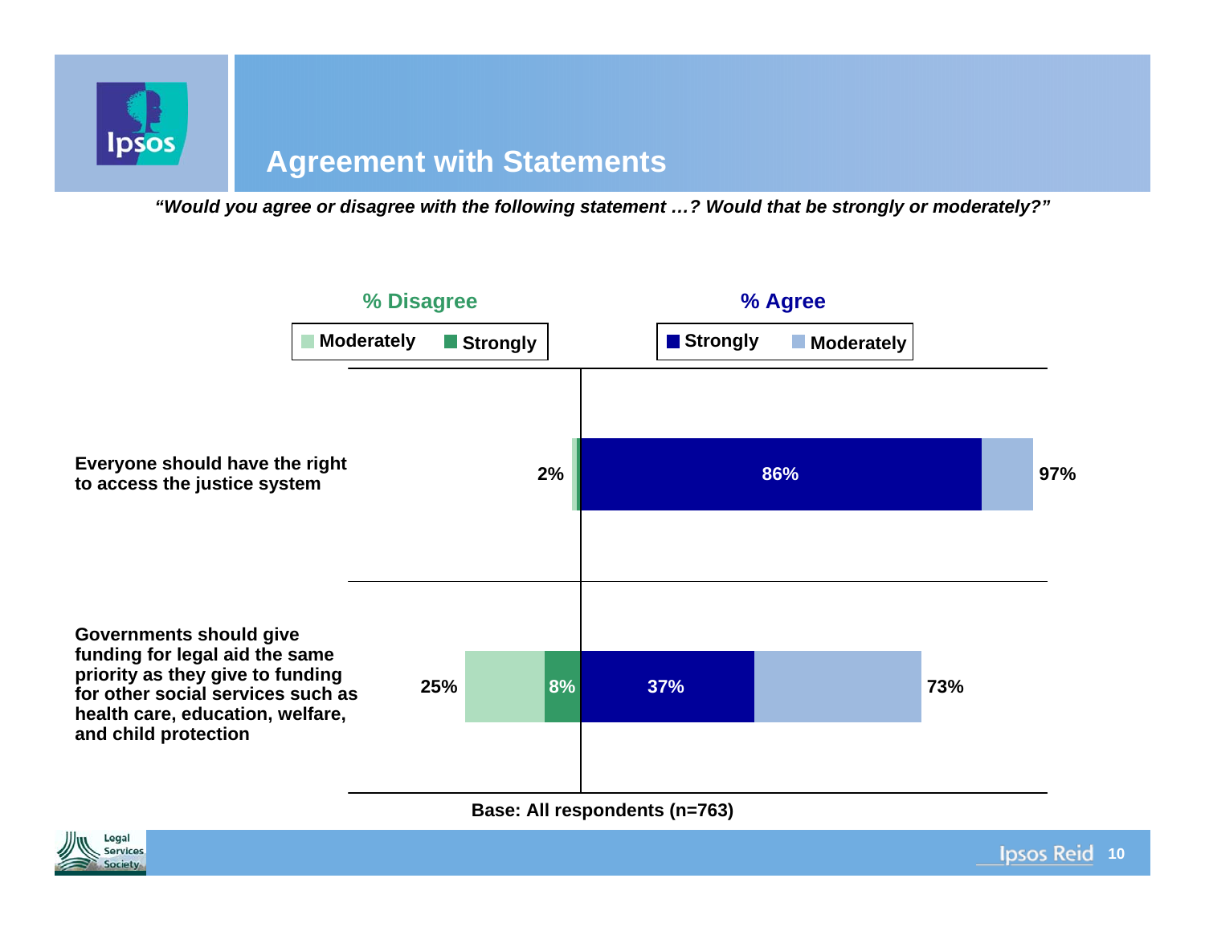## Agreement with Statements

*"Would you agree or disagree with the following statement …? Would that be strongly or moderately?"*

| Statement | % Disagree (Total) | Disagree Strongly | Agree Strongly | % Agree (Total) |
|---|---|---|---|---|
| Everyone should have the right to access the justice system | 2% | | 86% | 97% |
| Governments should give funding for legal aid the same priority as they give to funding for other social services such as health care, education, welfare, and child protection | 25% | 8% | 37% | 73% |

Base: All respondents (n=763)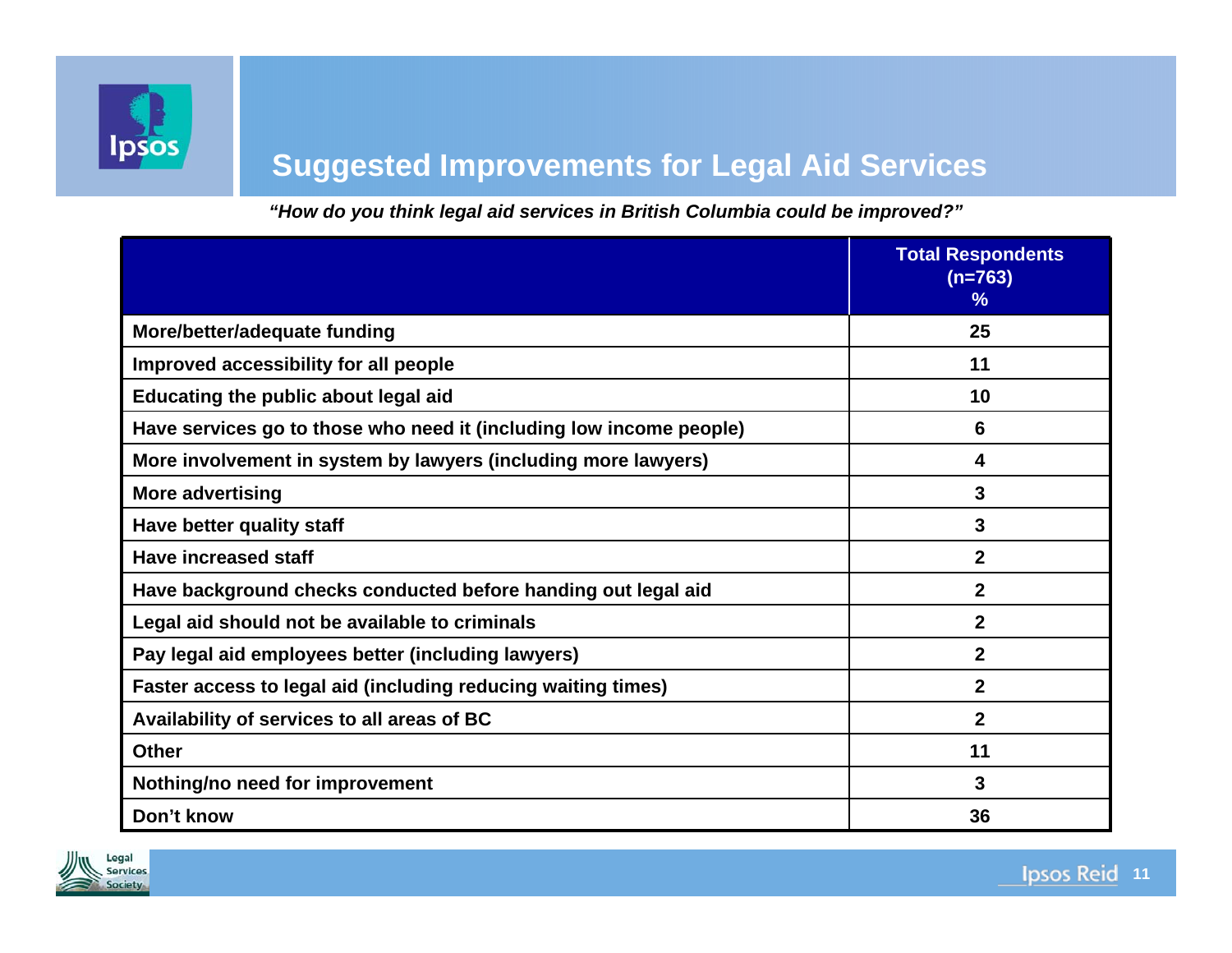# Suggested Improvements for Legal Aid Services

*"How do you think legal aid services in British Columbia could be improved?"*

| | Total Respondents (n=763) % |
|---|---|
| More/better/adequate funding | 25 |
| Improved accessibility for all people | 11 |
| Educating the public about legal aid | 10 |
| Have services go to those who need it (including low income people) | 6 |
| More involvement in system by lawyers (including more lawyers) | 4 |
| More advertising | 3 |
| Have better quality staff | 3 |
| Have increased staff | 2 |
| Have background checks conducted before handing out legal aid | 2 |
| Legal aid should not be available to criminals | 2 |
| Pay legal aid employees better (including lawyers) | 2 |
| Faster access to legal aid (including reducing waiting times) | 2 |
| Availability of services to all areas of BC | 2 |
| Other | 11 |
| Nothing/no need for improvement | 3 |
| Don't know | 36 |